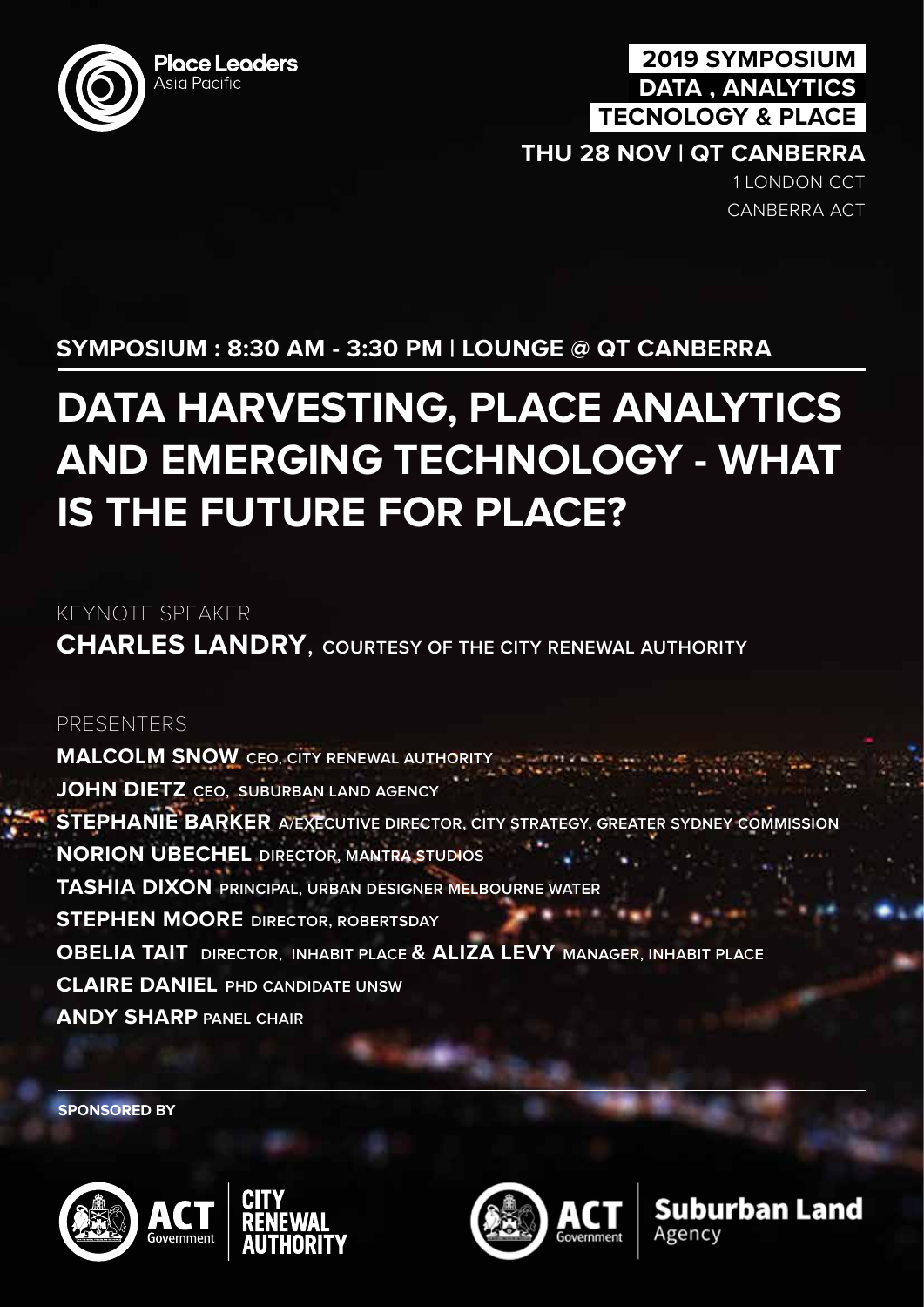Place Leaders
Asia Pacific

**2019 SYMPOSIUM**
**DATA , ANALYTICS**
**TECNOLOGY & PLACE**

**THU 28 NOV | QT CANBERRA**

1 LONDON CCT
CANBERRA ACT

**SYMPOSIUM : 8:30 AM - 3:30 PM | LOUNGE @ QT CANBERRA**

# DATA HARVESTING, PLACE ANALYTICS AND EMERGING TECHNOLOGY - WHAT IS THE FUTURE FOR PLACE?

KEYNOTE SPEAKER

**CHARLES LANDRY**, COURTESY OF THE CITY RENEWAL AUTHORITY

PRESENTERS

**MALCOLM SNOW** CEO, CITY RENEWAL AUTHORITY
**JOHN DIETZ** CEO, SUBURBAN LAND AGENCY
**STEPHANIE BARKER** A/EXECUTIVE DIRECTOR, CITY STRATEGY, GREATER SYDNEY COMMISSION
**NORION UBECHEL** DIRECTOR, MANTRA STUDIOS
**TASHIA DIXON** PRINCIPAL, URBAN DESIGNER MELBOURNE WATER
**STEPHEN MOORE** DIRECTOR, ROBERTSDAY
**OBELIA TAIT** DIRECTOR, INHABIT PLACE **& ALIZA LEVY** MANAGER, INHABIT PLACE
**CLAIRE DANIEL** PHD CANDIDATE UNSW
**ANDY SHARP** PANEL CHAIR

**SPONSORED BY**

ACT Government | CITY RENEWAL AUTHORITY

ACT Government | Suburban Land Agency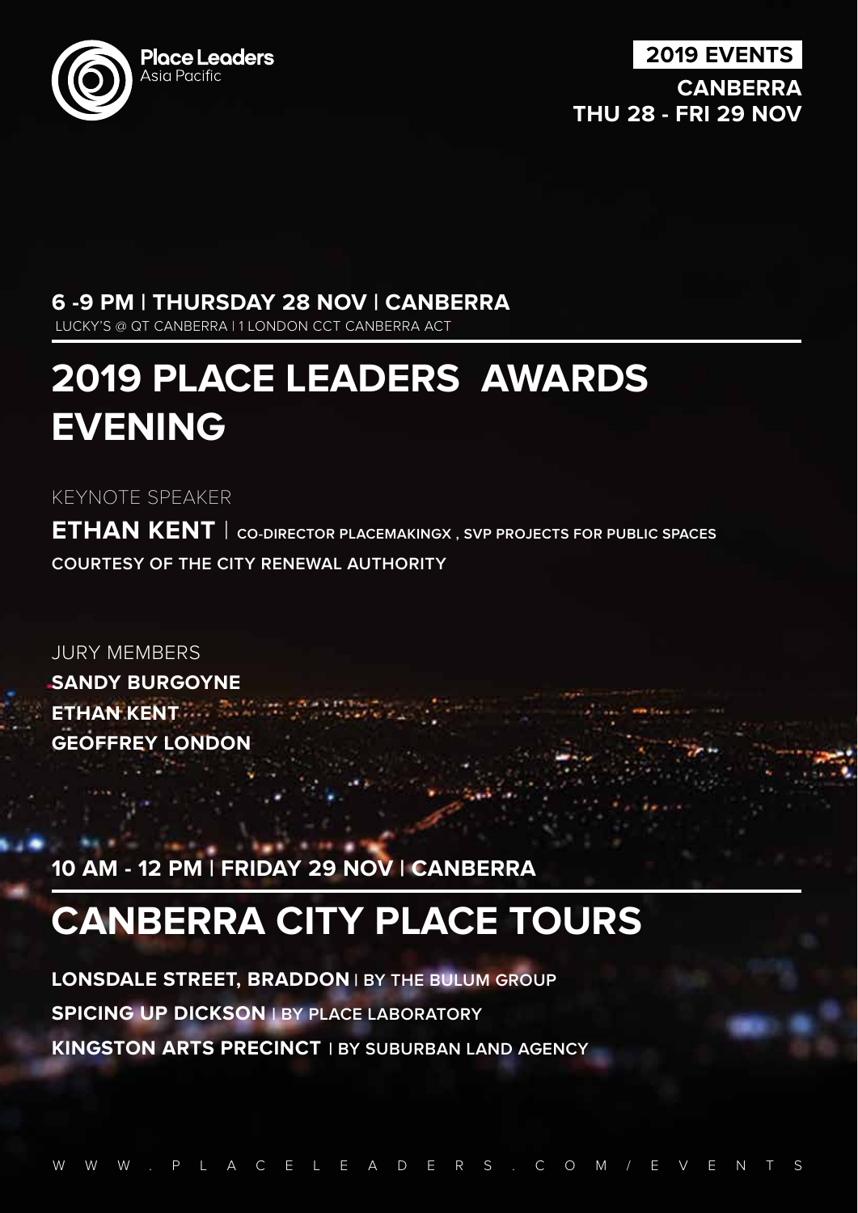Place Leaders
Asia Pacific

**2019 EVENTS**

**CANBERRA**
**THU 28 - FRI 29 NOV**

**6 -9 PM | THURSDAY 28 NOV | CANBERRA**
LUCKY'S @ QT CANBERRA | 1 LONDON CCT CANBERRA ACT

# 2019 PLACE LEADERS AWARDS EVENING

KEYNOTE SPEAKER

**ETHAN KENT** | **CO-DIRECTOR PLACEMAKINGX , SVP PROJECTS FOR PUBLIC SPACES**
**COURTESY OF THE CITY RENEWAL AUTHORITY**

JURY MEMBERS

**SANDY BURGOYNE**
**ETHAN KENT**
**GEOFFREY LONDON**

**10 AM - 12 PM | FRIDAY 29 NOV | CANBERRA**

# CANBERRA CITY PLACE TOURS

**LONSDALE STREET, BRADDON** | **BY THE BULUM GROUP**
**SPICING UP DICKSON** | **BY PLACE LABORATORY**
**KINGSTON ARTS PRECINCT** | **BY SUBURBAN LAND AGENCY**

WWW.PLACELEADERS.COM/EVENTS